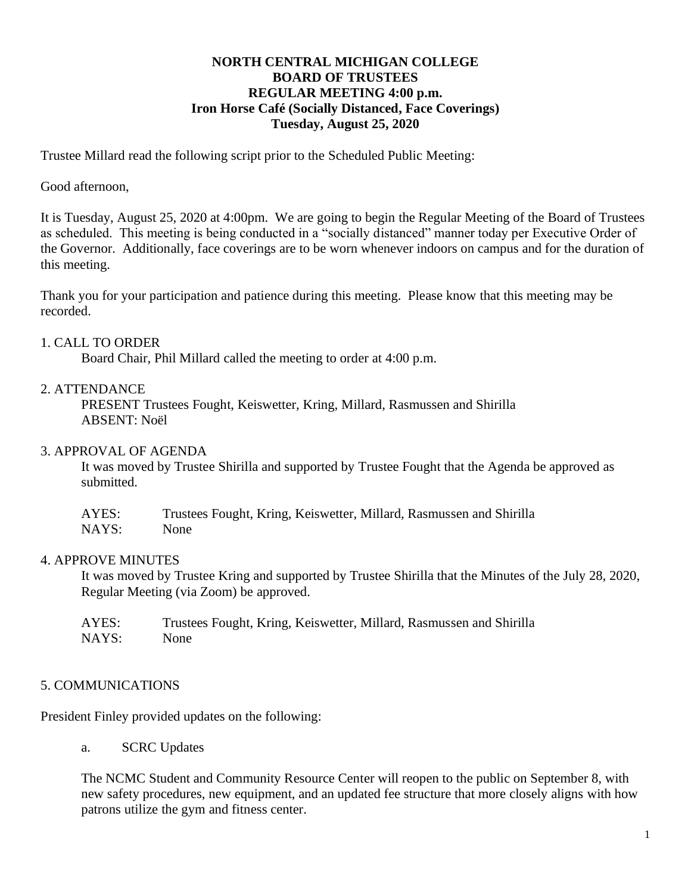# NORTH CENTRAL MICHIGAN COLLEGE
## BOARD OF TRUSTEES
## REGULAR MEETING 4:00 p.m.
## Iron Horse Café (Socially Distanced, Face Coverings)
## Tuesday, August 25, 2020

Trustee Millard read the following script prior to the Scheduled Public Meeting:

Good afternoon,

It is Tuesday, August 25, 2020 at 4:00pm. We are going to begin the Regular Meeting of the Board of Trustees as scheduled. This meeting is being conducted in a "socially distanced" manner today per Executive Order of the Governor. Additionally, face coverings are to be worn whenever indoors on campus and for the duration of this meeting.

Thank you for your participation and patience during this meeting. Please know that this meeting may be recorded.

1. CALL TO ORDER

Board Chair, Phil Millard called the meeting to order at 4:00 p.m.

2. ATTENDANCE

PRESENT Trustees Fought, Keiswetter, Kring, Millard, Rasmussen and Shirilla
ABSENT: Noël

3. APPROVAL OF AGENDA

It was moved by Trustee Shirilla and supported by Trustee Fought that the Agenda be approved as submitted.

AYES: Trustees Fought, Kring, Keiswetter, Millard, Rasmussen and Shirilla
NAYS: None

4. APPROVE MINUTES

It was moved by Trustee Kring and supported by Trustee Shirilla that the Minutes of the July 28, 2020, Regular Meeting (via Zoom) be approved.

AYES: Trustees Fought, Kring, Keiswetter, Millard, Rasmussen and Shirilla
NAYS: None

5. COMMUNICATIONS

President Finley provided updates on the following:

a. SCRC Updates

The NCMC Student and Community Resource Center will reopen to the public on September 8, with new safety procedures, new equipment, and an updated fee structure that more closely aligns with how patrons utilize the gym and fitness center.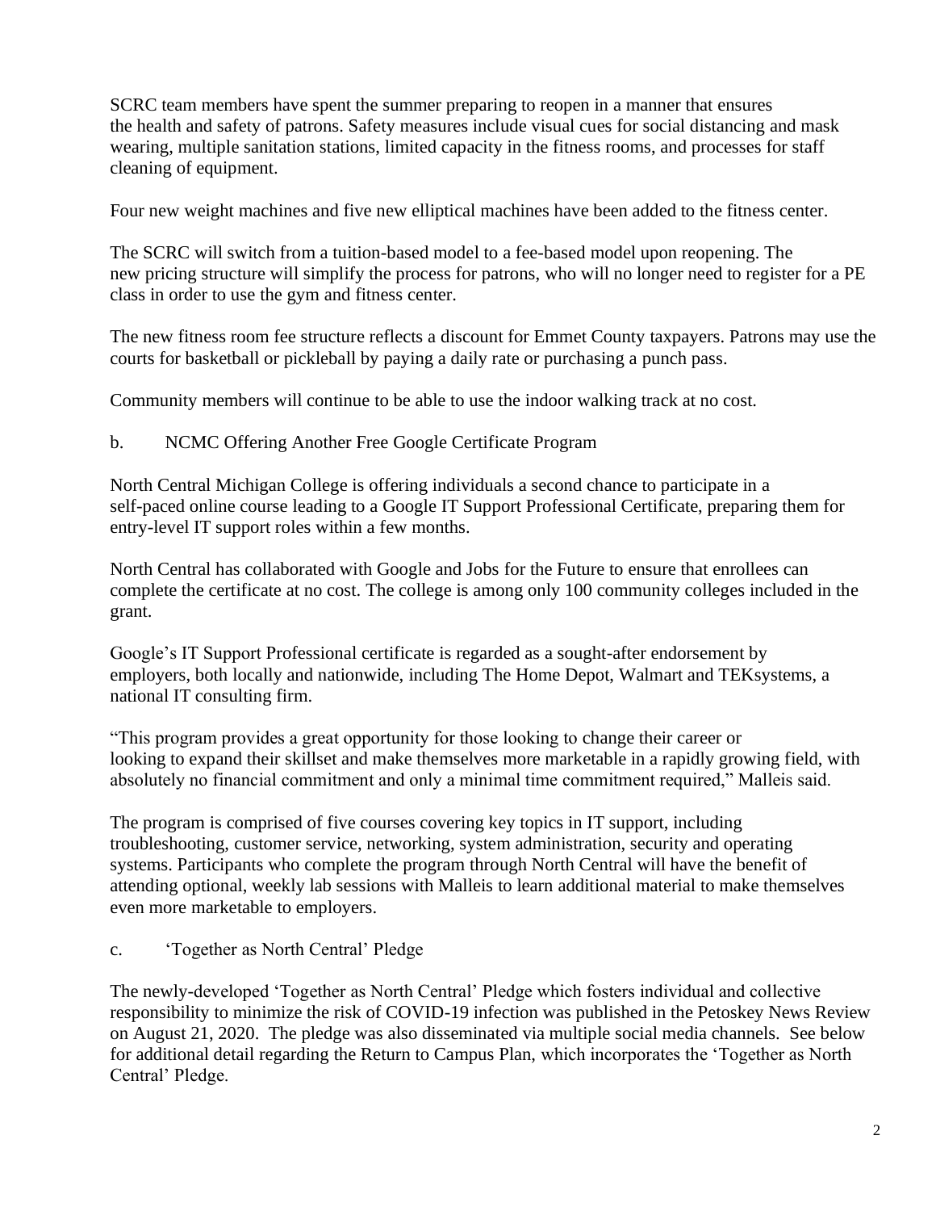SCRC team members have spent the summer preparing to reopen in a manner that ensures the health and safety of patrons. Safety measures include visual cues for social distancing and mask wearing, multiple sanitation stations, limited capacity in the fitness rooms, and processes for staff cleaning of equipment.

Four new weight machines and five new elliptical machines have been added to the fitness center.

The SCRC will switch from a tuition-based model to a fee-based model upon reopening. The new pricing structure will simplify the process for patrons, who will no longer need to register for a PE class in order to use the gym and fitness center.

The new fitness room fee structure reflects a discount for Emmet County taxpayers. Patrons may use the courts for basketball or pickleball by paying a daily rate or purchasing a punch pass.

Community members will continue to be able to use the indoor walking track at no cost.

b. NCMC Offering Another Free Google Certificate Program

North Central Michigan College is offering individuals a second chance to participate in a self-paced online course leading to a Google IT Support Professional Certificate, preparing them for entry-level IT support roles within a few months.

North Central has collaborated with Google and Jobs for the Future to ensure that enrollees can complete the certificate at no cost. The college is among only 100 community colleges included in the grant.

Google's IT Support Professional certificate is regarded as a sought-after endorsement by employers, both locally and nationwide, including The Home Depot, Walmart and TEKsystems, a national IT consulting firm.

"This program provides a great opportunity for those looking to change their career or looking to expand their skillset and make themselves more marketable in a rapidly growing field, with absolutely no financial commitment and only a minimal time commitment required," Malleis said.

The program is comprised of five courses covering key topics in IT support, including troubleshooting, customer service, networking, system administration, security and operating systems. Participants who complete the program through North Central will have the benefit of attending optional, weekly lab sessions with Malleis to learn additional material to make themselves even more marketable to employers.

c. 'Together as North Central' Pledge

The newly-developed 'Together as North Central' Pledge which fosters individual and collective responsibility to minimize the risk of COVID-19 infection was published in the Petoskey News Review on August 21, 2020. The pledge was also disseminated via multiple social media channels. See below for additional detail regarding the Return to Campus Plan, which incorporates the 'Together as North Central' Pledge.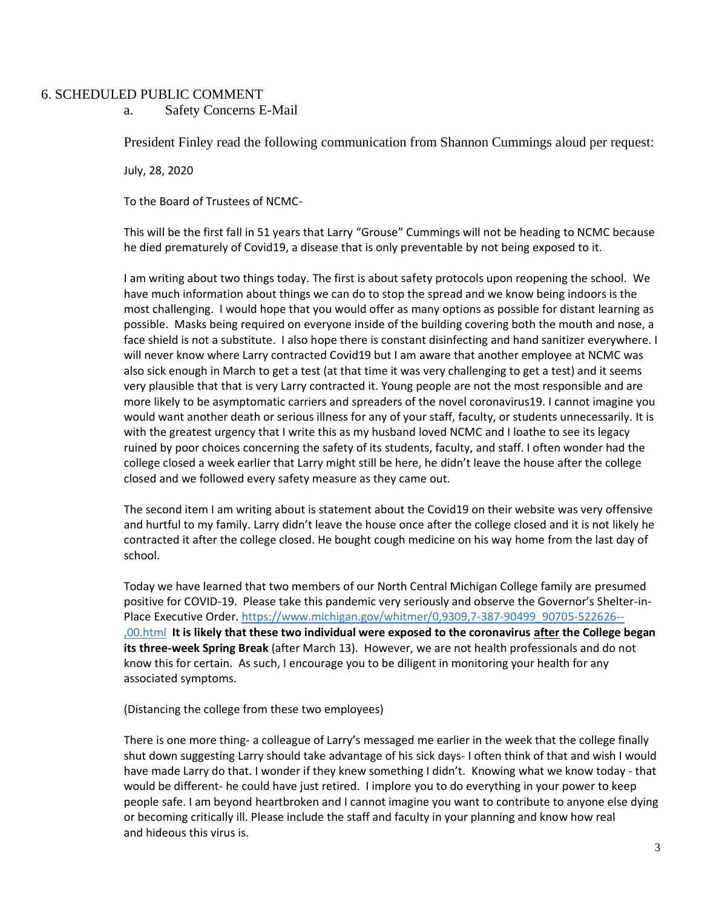## 6. SCHEDULED PUBLIC COMMENT

### a. Safety Concerns E-Mail

President Finley read the following communication from Shannon Cummings aloud per request:

July, 28, 2020

To the Board of Trustees of NCMC-

This will be the first fall in 51 years that Larry "Grouse" Cummings will not be heading to NCMC because he died prematurely of Covid19, a disease that is only preventable by not being exposed to it.

I am writing about two things today. The first is about safety protocols upon reopening the school. We have much information about things we can do to stop the spread and we know being indoors is the most challenging. I would hope that you would offer as many options as possible for distant learning as possible. Masks being required on everyone inside of the building covering both the mouth and nose, a face shield is not a substitute. I also hope there is constant disinfecting and hand sanitizer everywhere. I will never know where Larry contracted Covid19 but I am aware that another employee at NCMC was also sick enough in March to get a test (at that time it was very challenging to get a test) and it seems very plausible that that is very Larry contracted it. Young people are not the most responsible and are more likely to be asymptomatic carriers and spreaders of the novel coronavirus19. I cannot imagine you would want another death or serious illness for any of your staff, faculty, or students unnecessarily. It is with the greatest urgency that I write this as my husband loved NCMC and I loathe to see its legacy ruined by poor choices concerning the safety of its students, faculty, and staff. I often wonder had the college closed a week earlier that Larry might still be here, he didn't leave the house after the college closed and we followed every safety measure as they came out.

The second item I am writing about is statement about the Covid19 on their website was very offensive and hurtful to my family. Larry didn't leave the house once after the college closed and it is not likely he contracted it after the college closed. He bought cough medicine on his way home from the last day of school.

Today we have learned that two members of our North Central Michigan College family are presumed positive for COVID-19. Please take this pandemic very seriously and observe the Governor's Shelter-in-Place Executive Order. https://www.michigan.gov/whitmer/0,9309,7-387-90499_90705-522626--,00.html **It is likely that these two individual were exposed to the coronavirus <u>after</u> the College began its three-week Spring Break** (after March 13). However, we are not health professionals and do not know this for certain. As such, I encourage you to be diligent in monitoring your health for any associated symptoms.

(Distancing the college from these two employees)

There is one more thing- a colleague of Larry's messaged me earlier in the week that the college finally shut down suggesting Larry should take advantage of his sick days- I often think of that and wish I would have made Larry do that. I wonder if they knew something I didn't. Knowing what we know today - that would be different- he could have just retired. I implore you to do everything in your power to keep people safe. I am beyond heartbroken and I cannot imagine you want to contribute to anyone else dying or becoming critically ill. Please include the staff and faculty in your planning and know how real and hideous this virus is.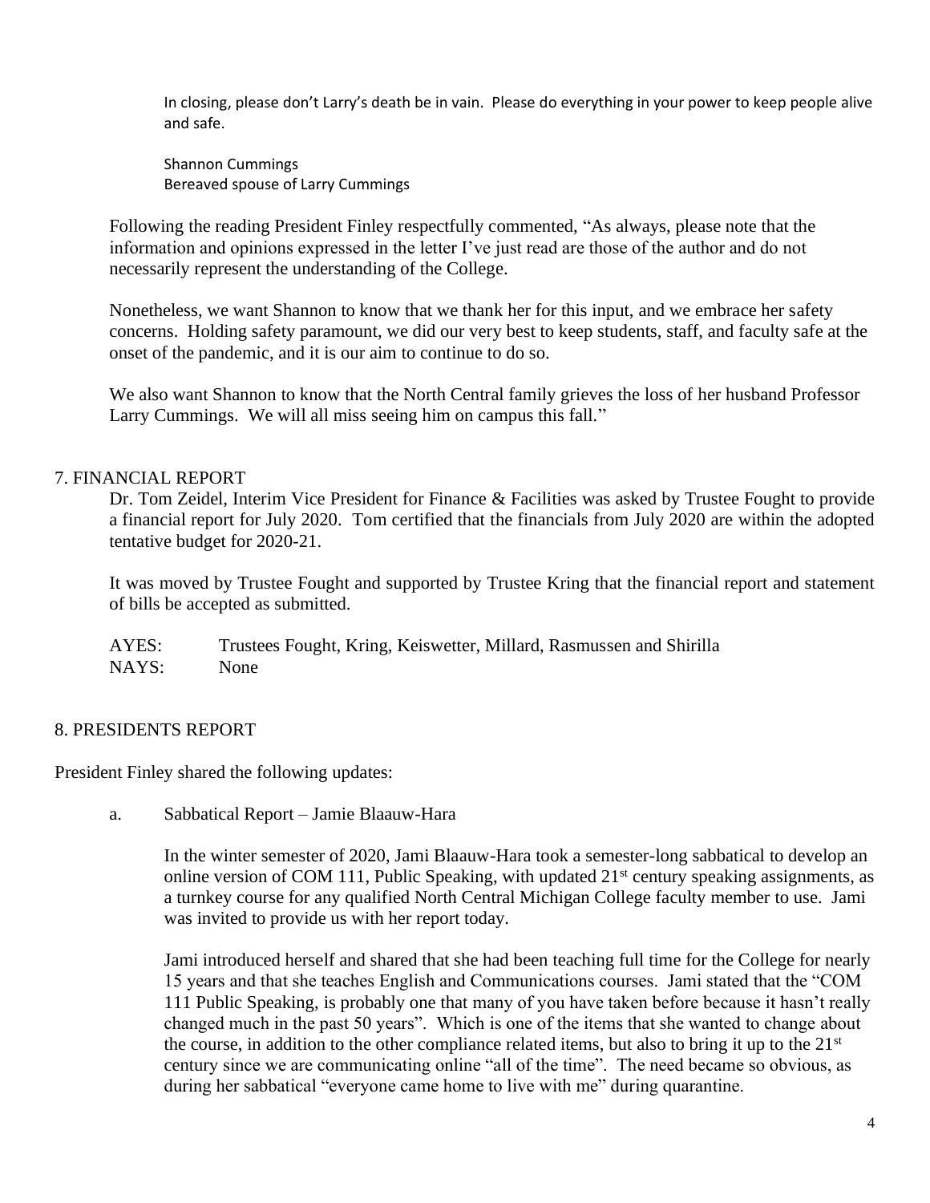In closing, please don't Larry's death be in vain. Please do everything in your power to keep people alive and safe.

Shannon Cummings
Bereaved spouse of Larry Cummings

Following the reading President Finley respectfully commented, "As always, please note that the information and opinions expressed in the letter I've just read are those of the author and do not necessarily represent the understanding of the College.

Nonetheless, we want Shannon to know that we thank her for this input, and we embrace her safety concerns. Holding safety paramount, we did our very best to keep students, staff, and faculty safe at the onset of the pandemic, and it is our aim to continue to do so.

We also want Shannon to know that the North Central family grieves the loss of her husband Professor Larry Cummings. We will all miss seeing him on campus this fall."

## 7. FINANCIAL REPORT

Dr. Tom Zeidel, Interim Vice President for Finance & Facilities was asked by Trustee Fought to provide a financial report for July 2020. Tom certified that the financials from July 2020 are within the adopted tentative budget for 2020-21.

It was moved by Trustee Fought and supported by Trustee Kring that the financial report and statement of bills be accepted as submitted.

AYES: Trustees Fought, Kring, Keiswetter, Millard, Rasmussen and Shirilla
NAYS: None

## 8. PRESIDENTS REPORT

President Finley shared the following updates:

a. Sabbatical Report – Jamie Blaauw-Hara

In the winter semester of 2020, Jami Blaauw-Hara took a semester-long sabbatical to develop an online version of COM 111, Public Speaking, with updated 21st century speaking assignments, as a turnkey course for any qualified North Central Michigan College faculty member to use. Jami was invited to provide us with her report today.

Jami introduced herself and shared that she had been teaching full time for the College for nearly 15 years and that she teaches English and Communications courses. Jami stated that the "COM 111 Public Speaking, is probably one that many of you have taken before because it hasn't really changed much in the past 50 years". Which is one of the items that she wanted to change about the course, in addition to the other compliance related items, but also to bring it up to the 21st century since we are communicating online "all of the time". The need became so obvious, as during her sabbatical "everyone came home to live with me" during quarantine.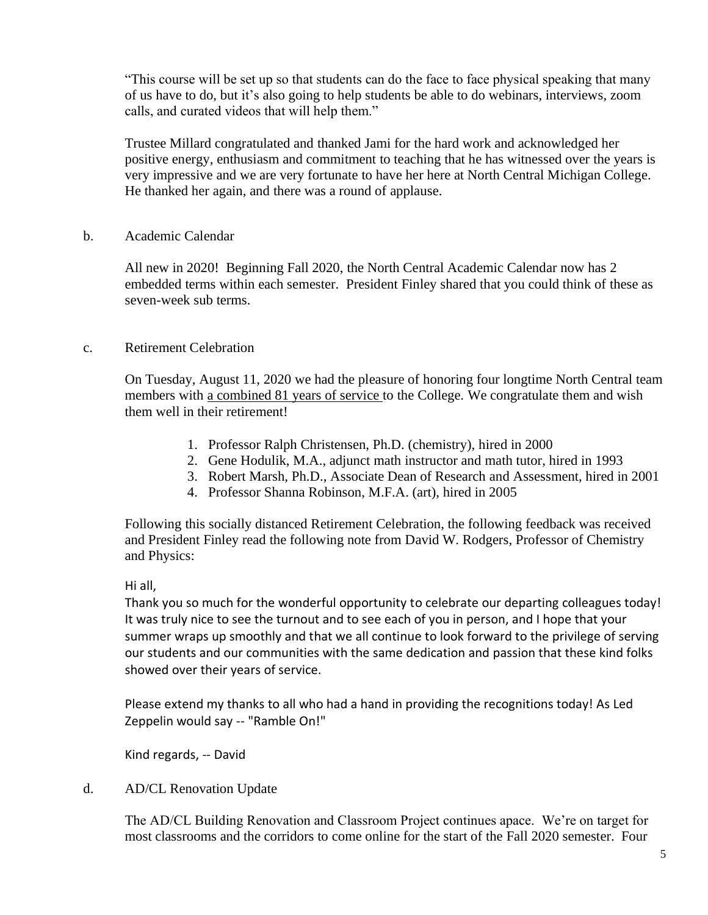"This course will be set up so that students can do the face to face physical speaking that many of us have to do, but it's also going to help students be able to do webinars, interviews, zoom calls, and curated videos that will help them."

Trustee Millard congratulated and thanked Jami for the hard work and acknowledged her positive energy, enthusiasm and commitment to teaching that he has witnessed over the years is very impressive and we are very fortunate to have her here at North Central Michigan College. He thanked her again, and there was a round of applause.

b. Academic Calendar

All new in 2020! Beginning Fall 2020, the North Central Academic Calendar now has 2 embedded terms within each semester. President Finley shared that you could think of these as seven-week sub terms.

c. Retirement Celebration

On Tuesday, August 11, 2020 we had the pleasure of honoring four longtime North Central team members with a combined 81 years of service to the College. We congratulate them and wish them well in their retirement!

1. Professor Ralph Christensen, Ph.D. (chemistry), hired in 2000
2. Gene Hodulik, M.A., adjunct math instructor and math tutor, hired in 1993
3. Robert Marsh, Ph.D., Associate Dean of Research and Assessment, hired in 2001
4. Professor Shanna Robinson, M.F.A. (art), hired in 2005

Following this socially distanced Retirement Celebration, the following feedback was received and President Finley read the following note from David W. Rodgers, Professor of Chemistry and Physics:

Hi all,
Thank you so much for the wonderful opportunity to celebrate our departing colleagues today! It was truly nice to see the turnout and to see each of you in person, and I hope that your summer wraps up smoothly and that we all continue to look forward to the privilege of serving our students and our communities with the same dedication and passion that these kind folks showed over their years of service.

Please extend my thanks to all who had a hand in providing the recognitions today! As Led Zeppelin would say -- "Ramble On!"

Kind regards, -- David

d. AD/CL Renovation Update

The AD/CL Building Renovation and Classroom Project continues apace. We're on target for most classrooms and the corridors to come online for the start of the Fall 2020 semester. Four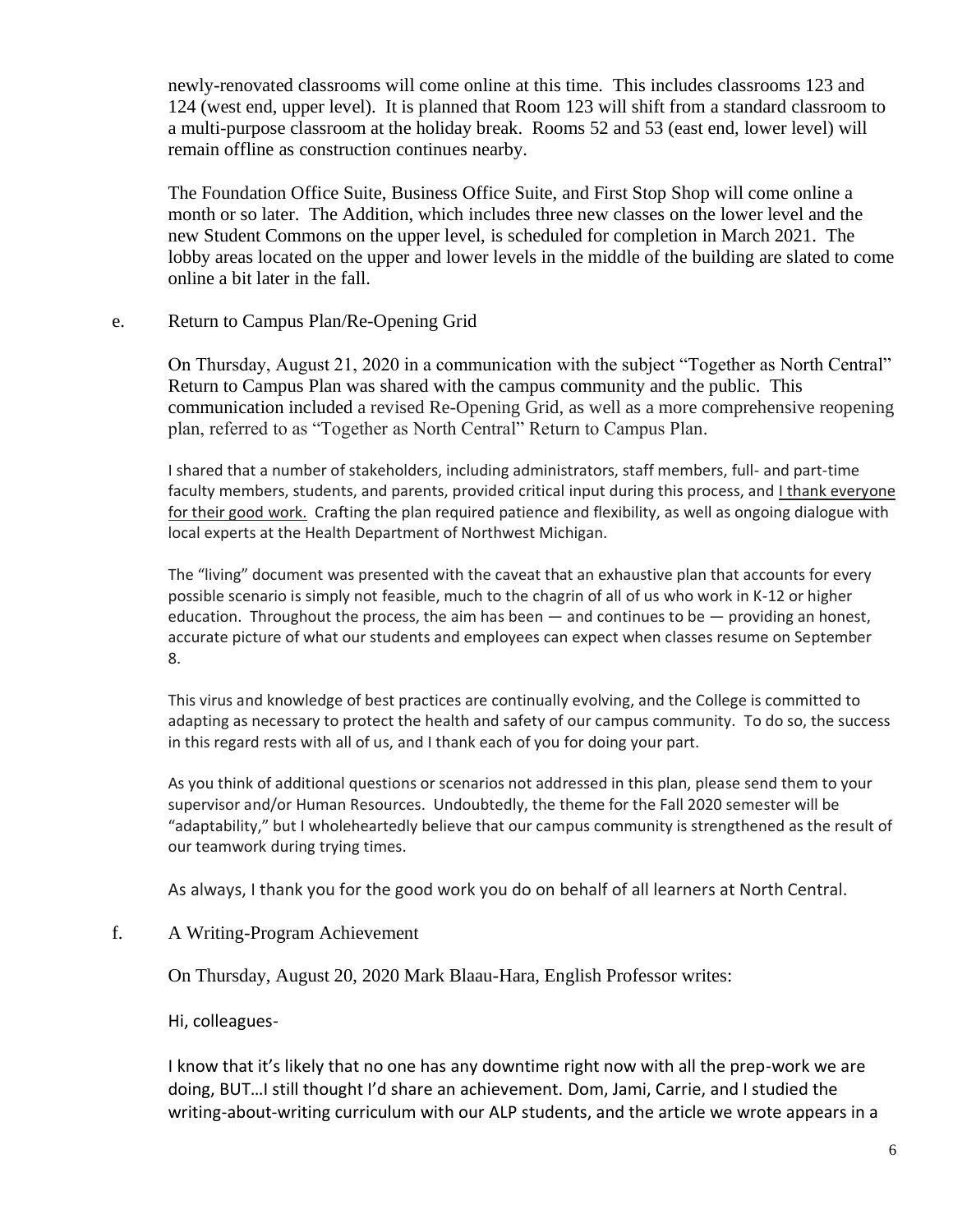newly-renovated classrooms will come online at this time. This includes classrooms 123 and 124 (west end, upper level). It is planned that Room 123 will shift from a standard classroom to a multi-purpose classroom at the holiday break. Rooms 52 and 53 (east end, lower level) will remain offline as construction continues nearby.

The Foundation Office Suite, Business Office Suite, and First Stop Shop will come online a month or so later. The Addition, which includes three new classes on the lower level and the new Student Commons on the upper level, is scheduled for completion in March 2021. The lobby areas located on the upper and lower levels in the middle of the building are slated to come online a bit later in the fall.

e. Return to Campus Plan/Re-Opening Grid

On Thursday, August 21, 2020 in a communication with the subject "Together as North Central" Return to Campus Plan was shared with the campus community and the public. This communication included a revised Re-Opening Grid, as well as a more comprehensive reopening plan, referred to as "Together as North Central" Return to Campus Plan.

I shared that a number of stakeholders, including administrators, staff members, full- and part-time faculty members, students, and parents, provided critical input during this process, and I thank everyone for their good work. Crafting the plan required patience and flexibility, as well as ongoing dialogue with local experts at the Health Department of Northwest Michigan.

The "living" document was presented with the caveat that an exhaustive plan that accounts for every possible scenario is simply not feasible, much to the chagrin of all of us who work in K-12 or higher education. Throughout the process, the aim has been — and continues to be — providing an honest, accurate picture of what our students and employees can expect when classes resume on September 8.

This virus and knowledge of best practices are continually evolving, and the College is committed to adapting as necessary to protect the health and safety of our campus community. To do so, the success in this regard rests with all of us, and I thank each of you for doing your part.

As you think of additional questions or scenarios not addressed in this plan, please send them to your supervisor and/or Human Resources. Undoubtedly, the theme for the Fall 2020 semester will be "adaptability," but I wholeheartedly believe that our campus community is strengthened as the result of our teamwork during trying times.

As always, I thank you for the good work you do on behalf of all learners at North Central.

f. A Writing-Program Achievement

On Thursday, August 20, 2020 Mark Blaau-Hara, English Professor writes:

Hi, colleagues-

I know that it's likely that no one has any downtime right now with all the prep-work we are doing, BUT…I still thought I'd share an achievement. Dom, Jami, Carrie, and I studied the writing-about-writing curriculum with our ALP students, and the article we wrote appears in a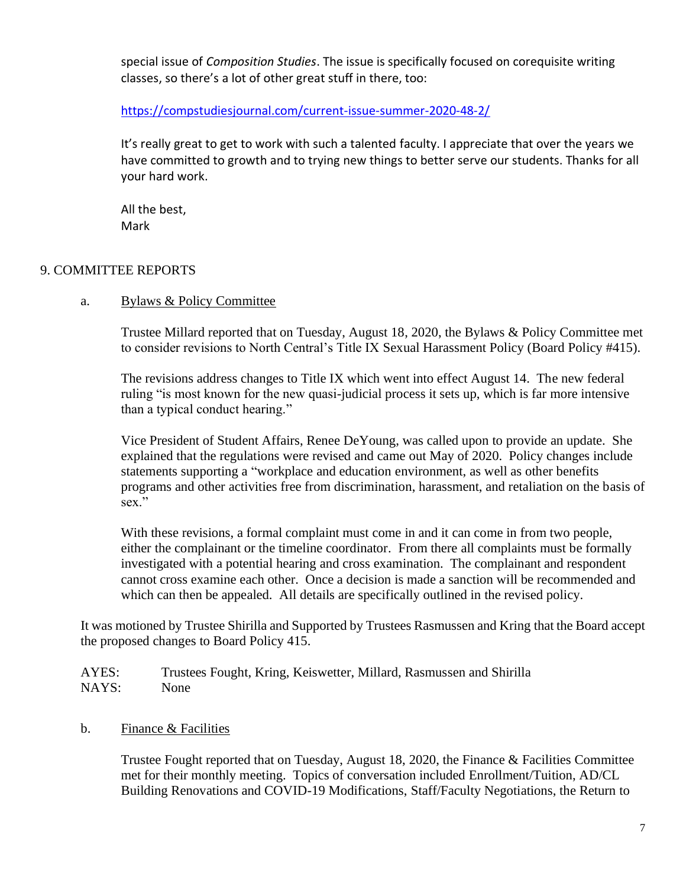special issue of *Composition Studies*. The issue is specifically focused on corequisite writing classes, so there's a lot of other great stuff in there, too:

https://compstudiesjournal.com/current-issue-summer-2020-48-2/

It's really great to get to work with such a talented faculty. I appreciate that over the years we have committed to growth and to trying new things to better serve our students. Thanks for all your hard work.

All the best,
Mark

## 9. COMMITTEE REPORTS

### a. Bylaws & Policy Committee

Trustee Millard reported that on Tuesday, August 18, 2020, the Bylaws & Policy Committee met to consider revisions to North Central's Title IX Sexual Harassment Policy (Board Policy #415).

The revisions address changes to Title IX which went into effect August 14. The new federal ruling "is most known for the new quasi-judicial process it sets up, which is far more intensive than a typical conduct hearing."

Vice President of Student Affairs, Renee DeYoung, was called upon to provide an update. She explained that the regulations were revised and came out May of 2020. Policy changes include statements supporting a "workplace and education environment, as well as other benefits programs and other activities free from discrimination, harassment, and retaliation on the basis of sex."

With these revisions, a formal complaint must come in and it can come in from two people, either the complainant or the timeline coordinator. From there all complaints must be formally investigated with a potential hearing and cross examination. The complainant and respondent cannot cross examine each other. Once a decision is made a sanction will be recommended and which can then be appealed. All details are specifically outlined in the revised policy.

It was motioned by Trustee Shirilla and Supported by Trustees Rasmussen and Kring that the Board accept the proposed changes to Board Policy 415.

AYES: Trustees Fought, Kring, Keiswetter, Millard, Rasmussen and Shirilla
NAYS: None

### b. Finance & Facilities

Trustee Fought reported that on Tuesday, August 18, 2020, the Finance & Facilities Committee met for their monthly meeting. Topics of conversation included Enrollment/Tuition, AD/CL Building Renovations and COVID-19 Modifications, Staff/Faculty Negotiations, the Return to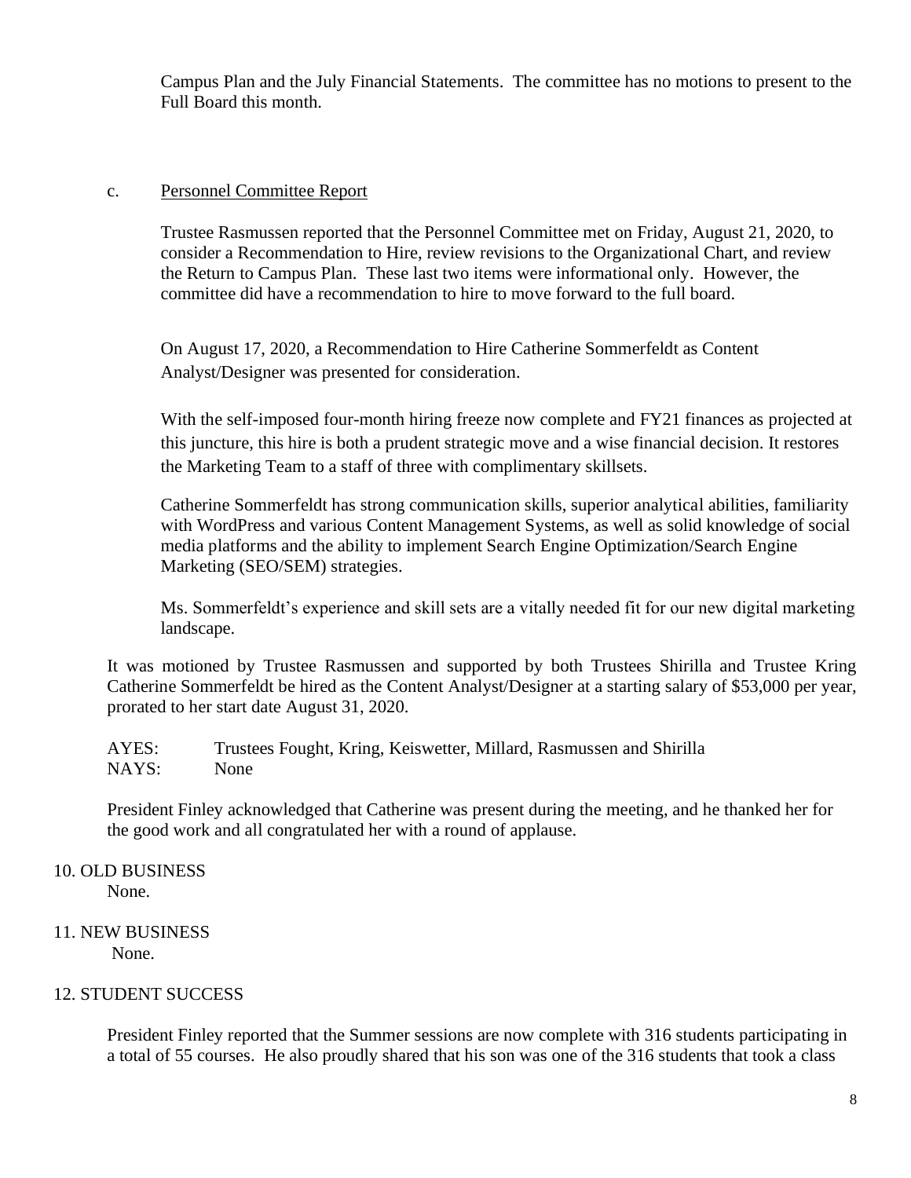Campus Plan and the July Financial Statements. The committee has no motions to present to the Full Board this month.

c. Personnel Committee Report

Trustee Rasmussen reported that the Personnel Committee met on Friday, August 21, 2020, to consider a Recommendation to Hire, review revisions to the Organizational Chart, and review the Return to Campus Plan. These last two items were informational only. However, the committee did have a recommendation to hire to move forward to the full board.

On August 17, 2020, a Recommendation to Hire Catherine Sommerfeldt as Content Analyst/Designer was presented for consideration.

With the self-imposed four-month hiring freeze now complete and FY21 finances as projected at this juncture, this hire is both a prudent strategic move and a wise financial decision. It restores the Marketing Team to a staff of three with complimentary skillsets.

Catherine Sommerfeldt has strong communication skills, superior analytical abilities, familiarity with WordPress and various Content Management Systems, as well as solid knowledge of social media platforms and the ability to implement Search Engine Optimization/Search Engine Marketing (SEO/SEM) strategies.

Ms. Sommerfeldt's experience and skill sets are a vitally needed fit for our new digital marketing landscape.

It was motioned by Trustee Rasmussen and supported by both Trustees Shirilla and Trustee Kring Catherine Sommerfeldt be hired as the Content Analyst/Designer at a starting salary of $53,000 per year, prorated to her start date August 31, 2020.

AYES: Trustees Fought, Kring, Keiswetter, Millard, Rasmussen and Shirilla
NAYS: None

President Finley acknowledged that Catherine was present during the meeting, and he thanked her for the good work and all congratulated her with a round of applause.

10. OLD BUSINESS
None.

11. NEW BUSINESS
None.

12. STUDENT SUCCESS

President Finley reported that the Summer sessions are now complete with 316 students participating in a total of 55 courses. He also proudly shared that his son was one of the 316 students that took a class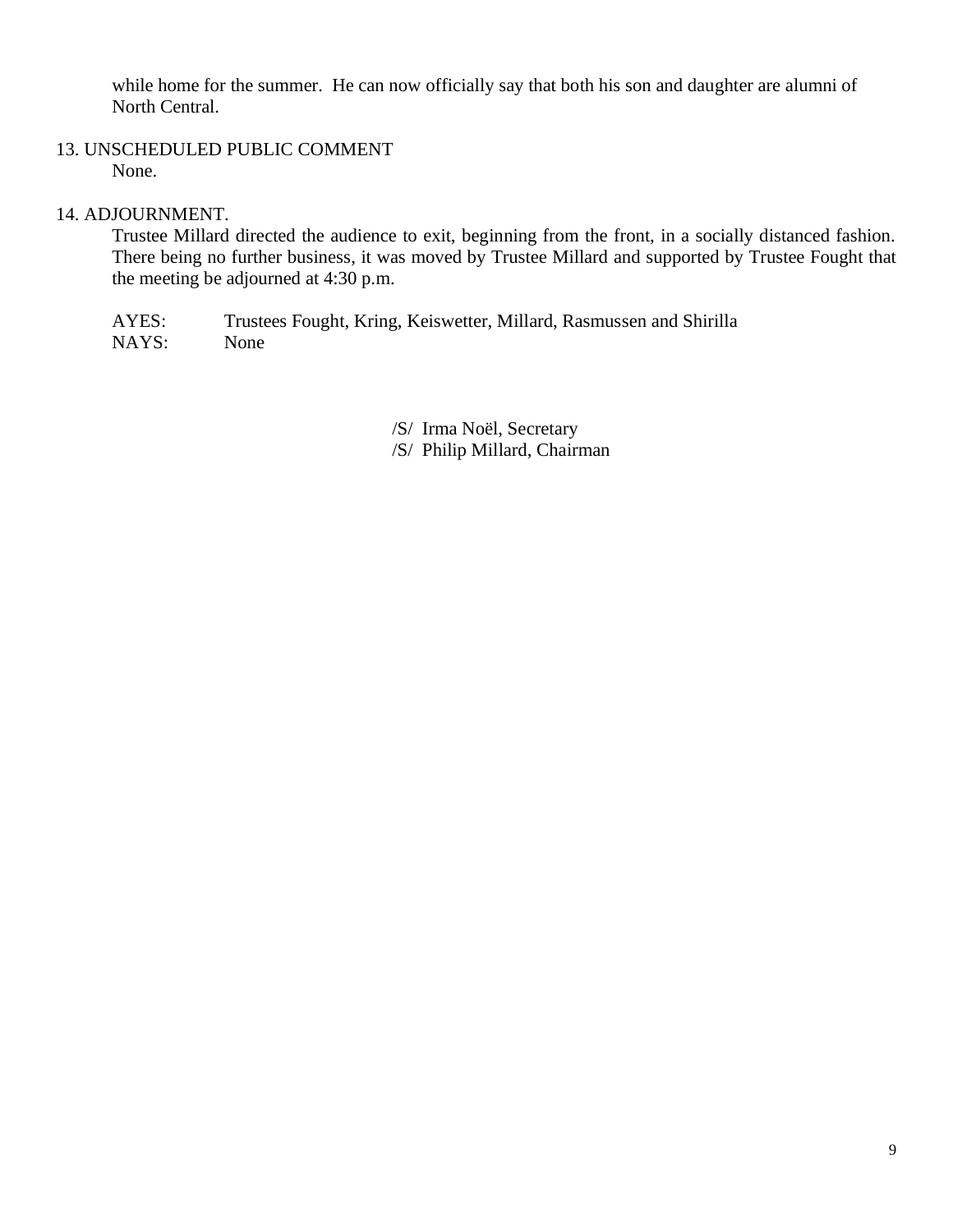while home for the summer. He can now officially say that both his son and daughter are alumni of North Central.

13. UNSCHEDULED PUBLIC COMMENT

None.

14. ADJOURNMENT.

Trustee Millard directed the audience to exit, beginning from the front, in a socially distanced fashion. There being no further business, it was moved by Trustee Millard and supported by Trustee Fought that the meeting be adjourned at 4:30 p.m.

AYES: Trustees Fought, Kring, Keiswetter, Millard, Rasmussen and Shirilla
NAYS: None

/S/ Irma Noël, Secretary
/S/ Philip Millard, Chairman